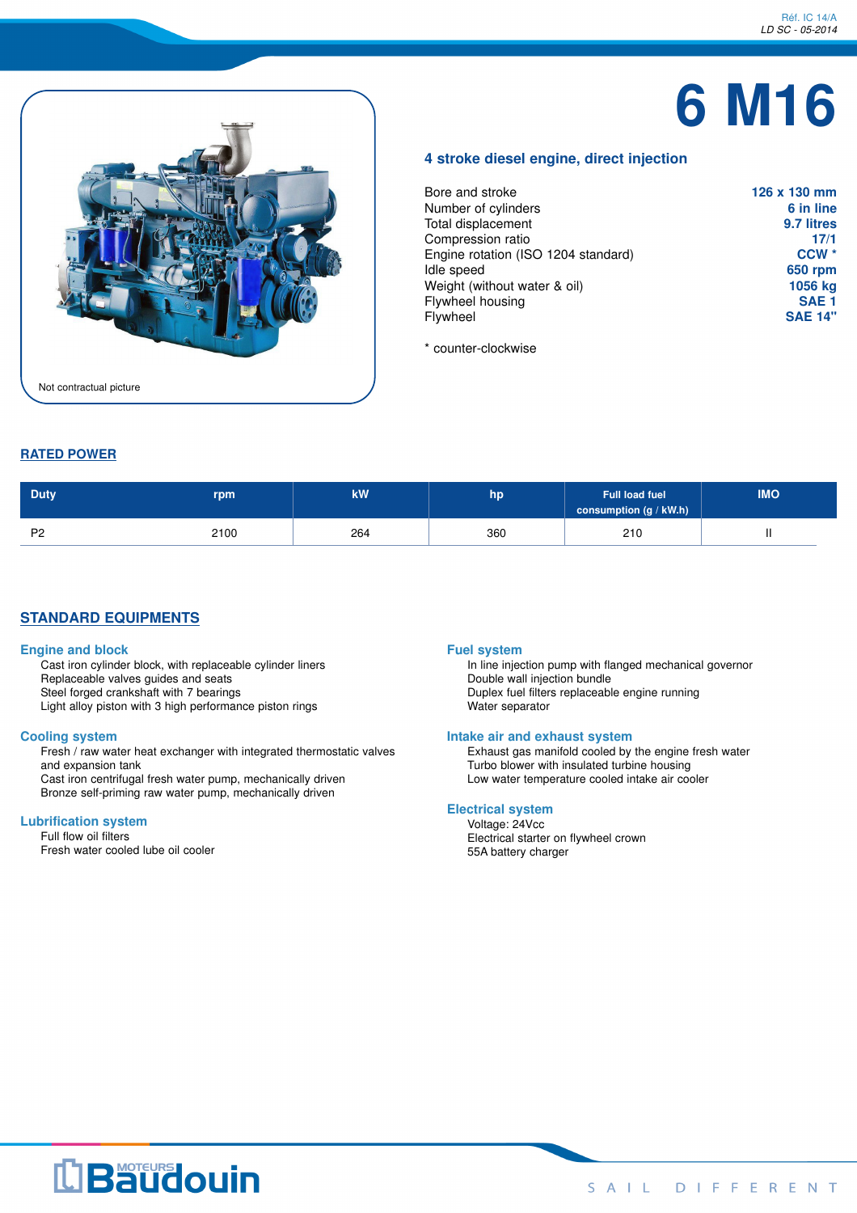# 6 M16

Not contractual picture

## 4 stroke diesel engine, direct injection

| | |
|---|---|
| Bore and stroke | **126 x 130 mm** |
| Number of cylinders | **6 in line** |
| Total displacement | **9.7 litres** |
| Compression ratio | **17/1** |
| Engine rotation (ISO 1204 standard) | **CCW *** |
| Idle speed | **650 rpm** |
| Weight (without water & oil) | **1056 kg** |
| Flywheel housing | **SAE 1** |
| Flywheel | **SAE 14"** |

* counter-clockwise

## RATED POWER

| Duty | rpm | kW | hp | Full load fuel consumption (g / kW.h) | IMO |
|---|---|---|---|---|---|
| P2 | 2100 | 264 | 360 | 210 | II |

## STANDARD EQUIPMENTS

### Engine and block
Cast iron cylinder block, with replaceable cylinder liners
Replaceable valves guides and seats
Steel forged crankshaft with 7 bearings
Light alloy piston with 3 high performance piston rings

### Cooling system
Fresh / raw water heat exchanger with integrated thermostatic valves and expansion tank
Cast iron centrifugal fresh water pump, mechanically driven
Bronze self-priming raw water pump, mechanically driven

### Lubrification system
Full flow oil filters
Fresh water cooled lube oil cooler

### Fuel system
In line injection pump with flanged mechanical governor
Double wall injection bundle
Duplex fuel filters replaceable engine running
Water separator

### Intake air and exhaust system
Exhaust gas manifold cooled by the engine fresh water
Turbo blower with insulated turbine housing
Low water temperature cooled intake air cooler

### Electrical system
Voltage: 24Vcc
Electrical starter on flywheel crown
55A battery charger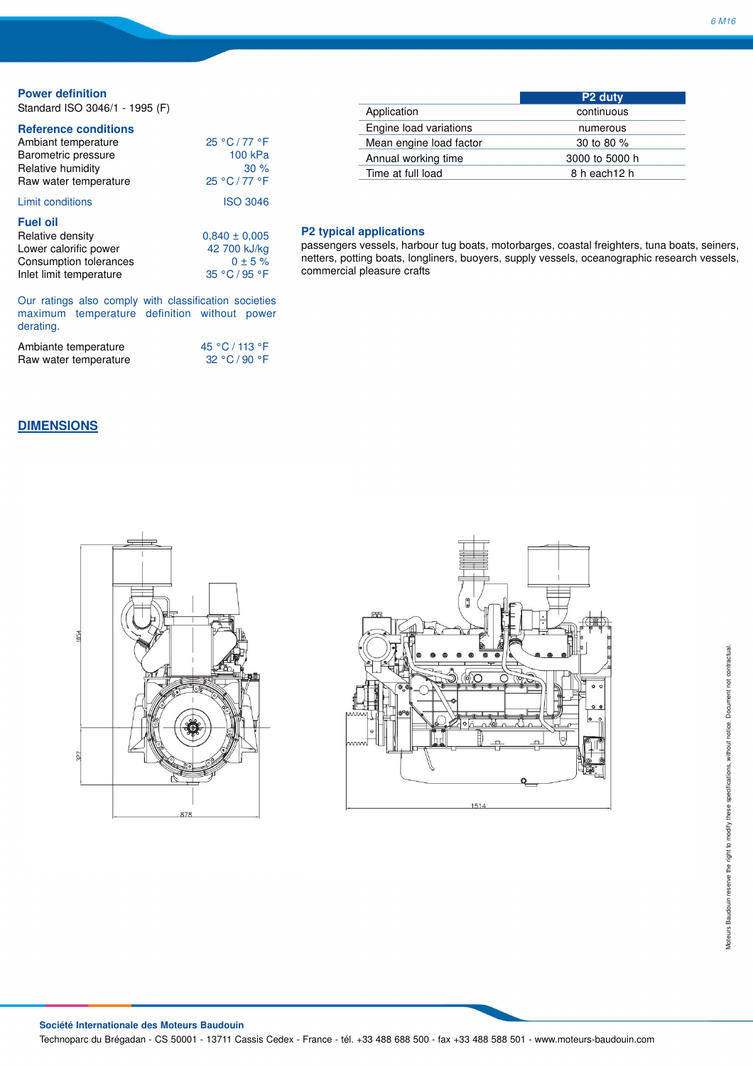### Power definition

Standard ISO 3046/1 - 1995 (F)

### Reference conditions

| | |
|---|---|
| Ambiant temperature | 25 °C / 77 °F |
| Barometric pressure | 100 kPa |
| Relative humidity | 30 % |
| Raw water temperature | 25 °C / 77 °F |

| | |
|---|---|
| Limit conditions | ISO 3046 |

### Fuel oil

| | |
|---|---|
| Relative density | 0,840 ± 0,005 |
| Lower calorific power | 42 700 kJ/kg |
| Consumption tolerances | 0 ± 5 % |
| Inlet limit temperature | 35 °C / 95 °F |

Our ratings also comply with classification societies maximum temperature definition without power derating.

| | |
|---|---|
| Ambiante temperature | 45 °C / 113 °F |
| Raw water temperature | 32 °C / 90 °F |

| | P2 duty |
|---|---|
| Application | continuous |
| Engine load variations | numerous |
| Mean engine load factor | 30 to 80 % |
| Annual working time | 3000 to 5000 h |
| Time at full load | 8 h each12 h |

### P2 typical applications

passengers vessels, harbour tug boats, motorbarges, coastal freighters, tuna boats, seiners, netters, potting boats, longliners, buoyers, supply vessels, oceanographic research vessels, commercial pleasure crafts

## DIMENSIONS

1054

327

878

1514

Moteurs Baudouin reserve the right to modify these specifications, without notice. Document not contractual.

**Société Internationale des Moteurs Baudouin**

Technoparc du Brégadan - CS 50001 - 13711 Cassis Cedex - France - tél. +33 488 688 500 - fax +33 488 588 501 - www.moteurs-baudouin.com